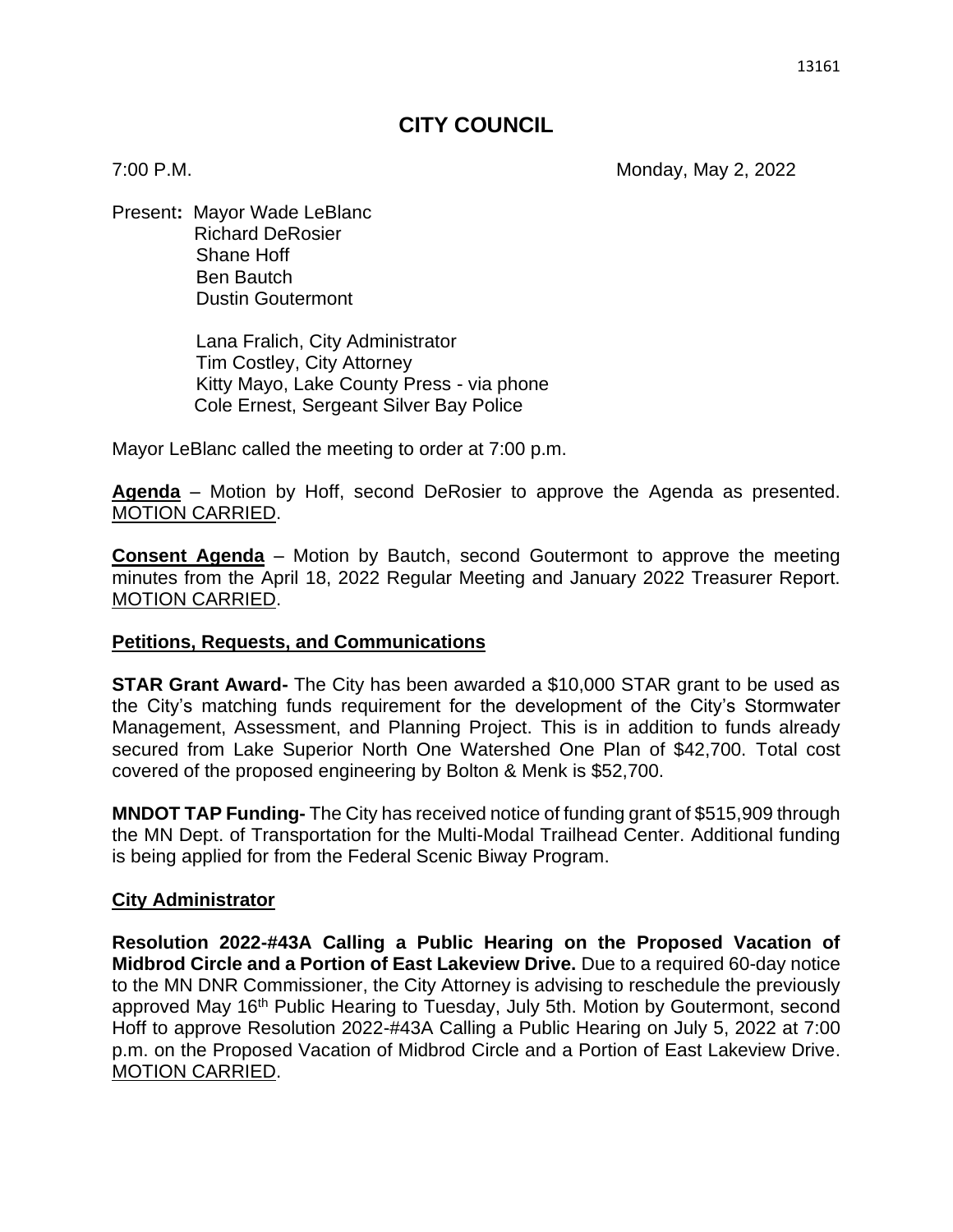# CITY COUNCIL

7:00 P.M. Monday, May 2, 2022

Present: Mayor Wade LeBlanc
Richard DeRosier
Shane Hoff
Ben Bautch
Dustin Goutermont

Lana Fralich, City Administrator
Tim Costley, City Attorney
Kitty Mayo, Lake County Press - via phone
Cole Ernest, Sergeant Silver Bay Police

Mayor LeBlanc called the meeting to order at 7:00 p.m.

**Agenda** – Motion by Hoff, second DeRosier to approve the Agenda as presented. MOTION CARRIED.

**Consent Agenda** – Motion by Bautch, second Goutermont to approve the meeting minutes from the April 18, 2022 Regular Meeting and January 2022 Treasurer Report. MOTION CARRIED.

## Petitions, Requests, and Communications

**STAR Grant Award-** The City has been awarded a $10,000 STAR grant to be used as the City's matching funds requirement for the development of the City's Stormwater Management, Assessment, and Planning Project. This is in addition to funds already secured from Lake Superior North One Watershed One Plan of $42,700. Total cost covered of the proposed engineering by Bolton & Menk is $52,700.

**MNDOT TAP Funding-** The City has received notice of funding grant of $515,909 through the MN Dept. of Transportation for the Multi-Modal Trailhead Center. Additional funding is being applied for from the Federal Scenic Biway Program.

## City Administrator

**Resolution 2022-#43A Calling a Public Hearing on the Proposed Vacation of Midbrod Circle and a Portion of East Lakeview Drive.** Due to a required 60-day notice to the MN DNR Commissioner, the City Attorney is advising to reschedule the previously approved May 16th Public Hearing to Tuesday, July 5th. Motion by Goutermont, second Hoff to approve Resolution 2022-#43A Calling a Public Hearing on July 5, 2022 at 7:00 p.m. on the Proposed Vacation of Midbrod Circle and a Portion of East Lakeview Drive. MOTION CARRIED.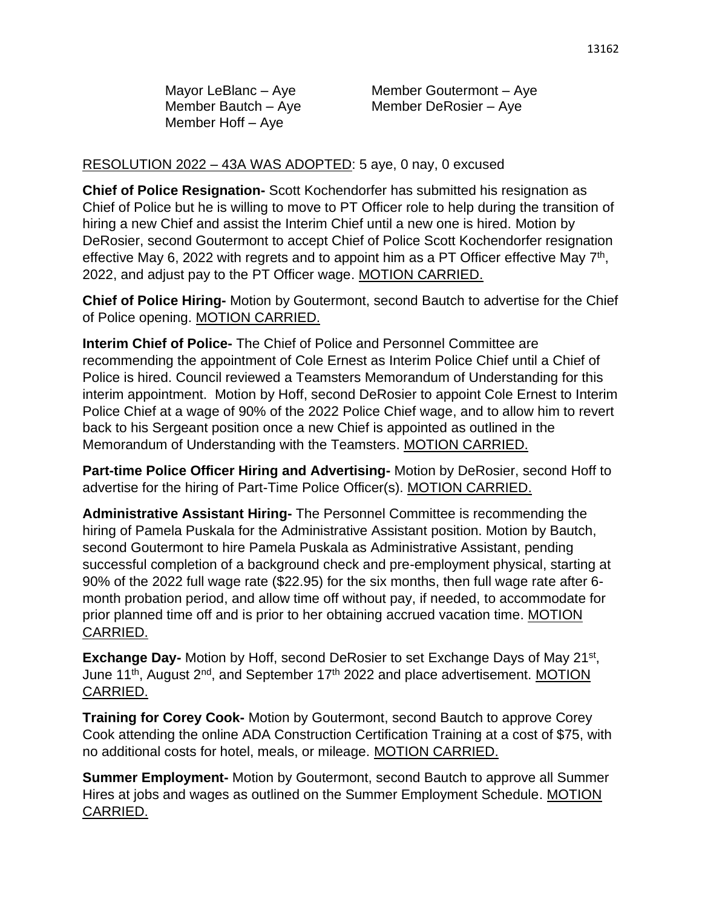Mayor LeBlanc – Aye
Member Bautch – Aye
Member Hoff – Aye
Member Goutermont – Aye
Member DeRosier – Aye

RESOLUTION 2022 – 43A WAS ADOPTED: 5 aye, 0 nay, 0 excused

**Chief of Police Resignation-** Scott Kochendorfer has submitted his resignation as Chief of Police but he is willing to move to PT Officer role to help during the transition of hiring a new Chief and assist the Interim Chief until a new one is hired. Motion by DeRosier, second Goutermont to accept Chief of Police Scott Kochendorfer resignation effective May 6, 2022 with regrets and to appoint him as a PT Officer effective May 7th, 2022, and adjust pay to the PT Officer wage. MOTION CARRIED.

**Chief of Police Hiring-** Motion by Goutermont, second Bautch to advertise for the Chief of Police opening. MOTION CARRIED.

**Interim Chief of Police-** The Chief of Police and Personnel Committee are recommending the appointment of Cole Ernest as Interim Police Chief until a Chief of Police is hired. Council reviewed a Teamsters Memorandum of Understanding for this interim appointment. Motion by Hoff, second DeRosier to appoint Cole Ernest to Interim Police Chief at a wage of 90% of the 2022 Police Chief wage, and to allow him to revert back to his Sergeant position once a new Chief is appointed as outlined in the Memorandum of Understanding with the Teamsters. MOTION CARRIED.

**Part-time Police Officer Hiring and Advertising-** Motion by DeRosier, second Hoff to advertise for the hiring of Part-Time Police Officer(s). MOTION CARRIED.

**Administrative Assistant Hiring-** The Personnel Committee is recommending the hiring of Pamela Puskala for the Administrative Assistant position. Motion by Bautch, second Goutermont to hire Pamela Puskala as Administrative Assistant, pending successful completion of a background check and pre-employment physical, starting at 90% of the 2022 full wage rate ($22.95) for the six months, then full wage rate after 6-month probation period, and allow time off without pay, if needed, to accommodate for prior planned time off and is prior to her obtaining accrued vacation time. MOTION CARRIED.

**Exchange Day-** Motion by Hoff, second DeRosier to set Exchange Days of May 21st, June 11th, August 2nd, and September 17th 2022 and place advertisement. MOTION CARRIED.

**Training for Corey Cook-** Motion by Goutermont, second Bautch to approve Corey Cook attending the online ADA Construction Certification Training at a cost of $75, with no additional costs for hotel, meals, or mileage. MOTION CARRIED.

**Summer Employment-** Motion by Goutermont, second Bautch to approve all Summer Hires at jobs and wages as outlined on the Summer Employment Schedule. MOTION CARRIED.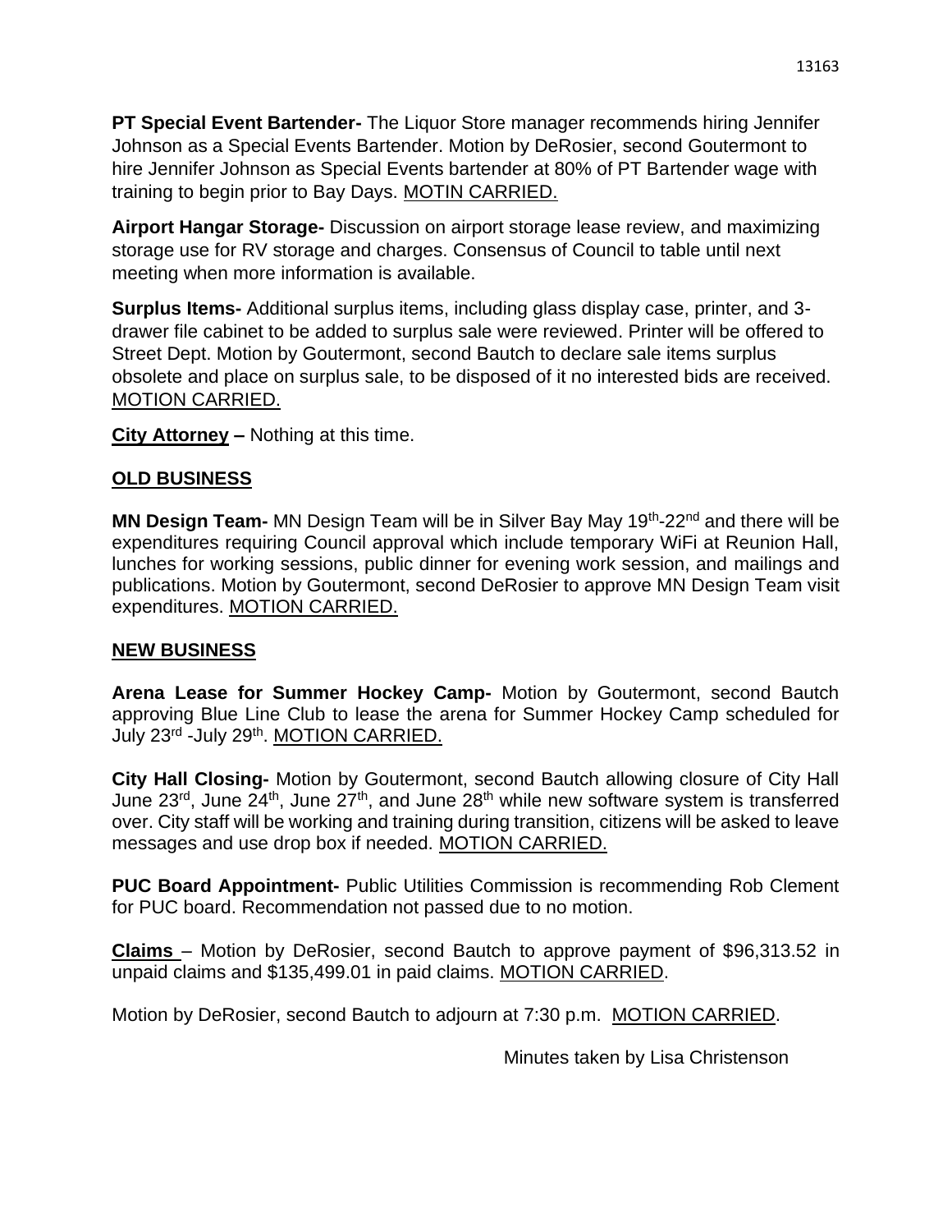**PT Special Event Bartender-** The Liquor Store manager recommends hiring Jennifer Johnson as a Special Events Bartender. Motion by DeRosier, second Goutermont to hire Jennifer Johnson as Special Events bartender at 80% of PT Bartender wage with training to begin prior to Bay Days. MOTIN CARRIED.

**Airport Hangar Storage-** Discussion on airport storage lease review, and maximizing storage use for RV storage and charges. Consensus of Council to table until next meeting when more information is available.

**Surplus Items-** Additional surplus items, including glass display case, printer, and 3-drawer file cabinet to be added to surplus sale were reviewed. Printer will be offered to Street Dept. Motion by Goutermont, second Bautch to declare sale items surplus obsolete and place on surplus sale, to be disposed of it no interested bids are received. MOTION CARRIED.

**City Attorney –** Nothing at this time.

## OLD BUSINESS

**MN Design Team-** MN Design Team will be in Silver Bay May 19th-22nd and there will be expenditures requiring Council approval which include temporary WiFi at Reunion Hall, lunches for working sessions, public dinner for evening work session, and mailings and publications. Motion by Goutermont, second DeRosier to approve MN Design Team visit expenditures. MOTION CARRIED.

## NEW BUSINESS

**Arena Lease for Summer Hockey Camp-** Motion by Goutermont, second Bautch approving Blue Line Club to lease the arena for Summer Hockey Camp scheduled for July 23rd -July 29th. MOTION CARRIED.

**City Hall Closing-** Motion by Goutermont, second Bautch allowing closure of City Hall June 23rd, June 24th, June 27th, and June 28th while new software system is transferred over. City staff will be working and training during transition, citizens will be asked to leave messages and use drop box if needed. MOTION CARRIED.

**PUC Board Appointment-** Public Utilities Commission is recommending Rob Clement for PUC board. Recommendation not passed due to no motion.

**Claims** – Motion by DeRosier, second Bautch to approve payment of $96,313.52 in unpaid claims and $135,499.01 in paid claims. MOTION CARRIED.

Motion by DeRosier, second Bautch to adjourn at 7:30 p.m. MOTION CARRIED.

Minutes taken by Lisa Christenson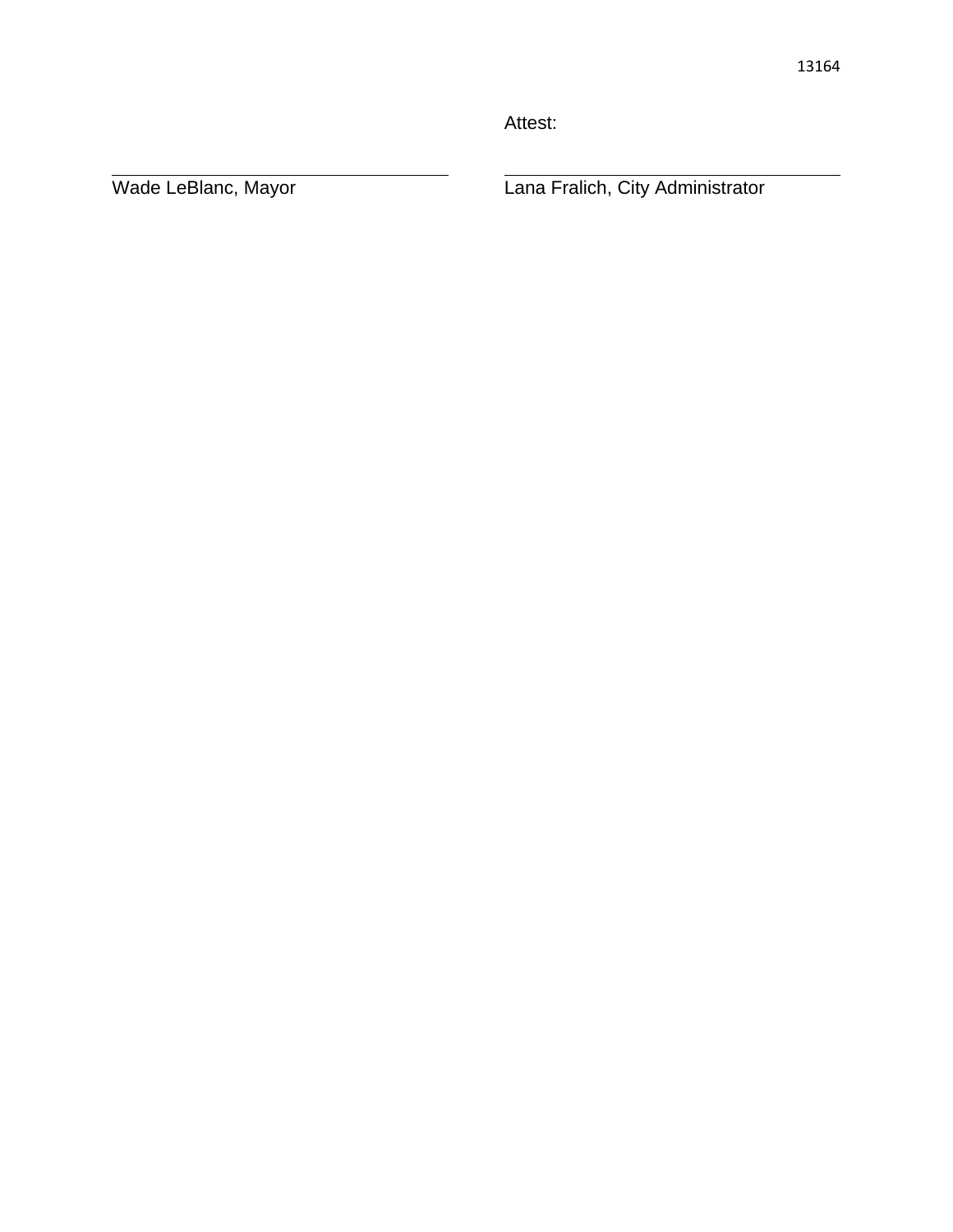Attest:

\_\_\_\_\_\_\_\_\_\_\_\_\_\_\_\_\_\_\_\_\_\_\_\_\_\_\_\_\_\_
Wade LeBlanc, Mayor

\_\_\_\_\_\_\_\_\_\_\_\_\_\_\_\_\_\_\_\_\_\_\_\_\_\_\_\_\_\_
Lana Fralich, City Administrator